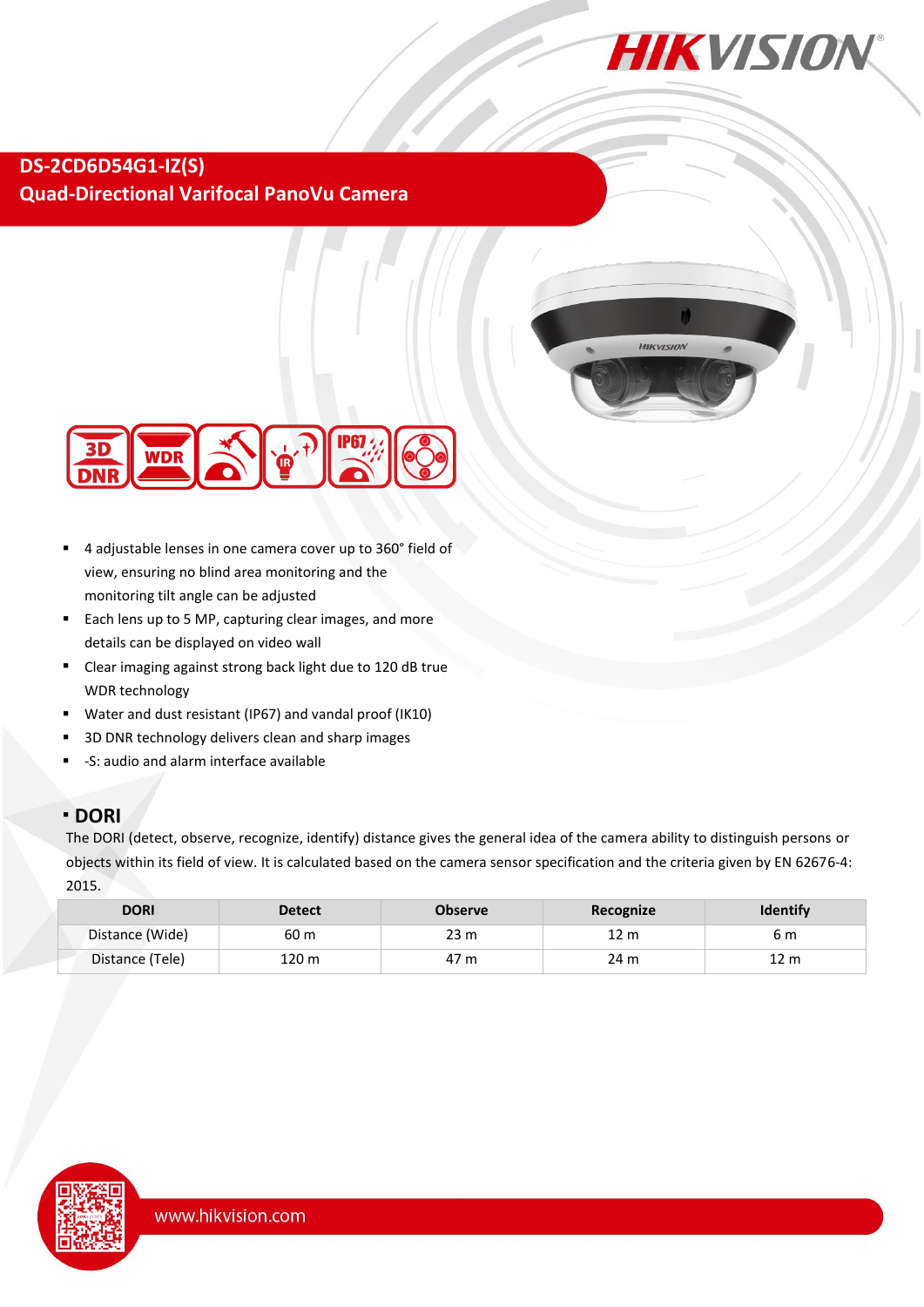# DS-2CD6D54G1-IZ(S)

## Quad-Directional Varifocal PanoVu Camera

- 4 adjustable lenses in one camera cover up to 360° field of view, ensuring no blind area monitoring and the monitoring tilt angle can be adjusted
- Each lens up to 5 MP, capturing clear images, and more details can be displayed on video wall
- Clear imaging against strong back light due to 120 dB true WDR technology
- Water and dust resistant (IP67) and vandal proof (IK10)
- 3D DNR technology delivers clean and sharp images
- -S: audio and alarm interface available

## DORI

The DORI (detect, observe, recognize, identify) distance gives the general idea of the camera ability to distinguish persons or objects within its field of view. It is calculated based on the camera sensor specification and the criteria given by EN 62676-4: 2015.

| DORI | Detect | Observe | Recognize | Identify |
|---|---|---|---|---|
| Distance (Wide) | 60 m | 23 m | 12 m | 6 m |
| Distance (Tele) | 120 m | 47 m | 24 m | 12 m |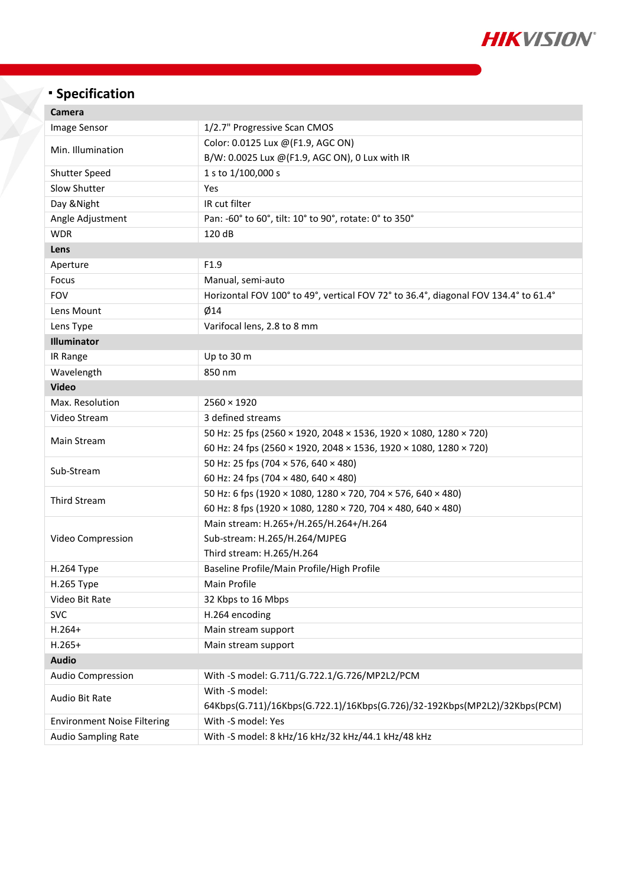## Specification

| Camera | |
|---|---|
| Image Sensor | 1/2.7" Progressive Scan CMOS |
| Min. Illumination | Color: 0.0125 Lux @(F1.9, AGC ON)<br>B/W: 0.0025 Lux @(F1.9, AGC ON), 0 Lux with IR |
| Shutter Speed | 1 s to 1/100,000 s |
| Slow Shutter | Yes |
| Day &Night | IR cut filter |
| Angle Adjustment | Pan: -60° to 60°, tilt: 10° to 90°, rotate: 0° to 350° |
| WDR | 120 dB |
| **Lens** | |
| Aperture | F1.9 |
| Focus | Manual, semi-auto |
| FOV | Horizontal FOV 100° to 49°, vertical FOV 72° to 36.4°, diagonal FOV 134.4° to 61.4° |
| Lens Mount | Ø14 |
| Lens Type | Varifocal lens, 2.8 to 8 mm |
| **Illuminator** | |
| IR Range | Up to 30 m |
| Wavelength | 850 nm |
| **Video** | |
| Max. Resolution | 2560 × 1920 |
| Video Stream | 3 defined streams |
| Main Stream | 50 Hz: 25 fps (2560 × 1920, 2048 × 1536, 1920 × 1080, 1280 × 720)<br>60 Hz: 24 fps (2560 × 1920, 2048 × 1536, 1920 × 1080, 1280 × 720) |
| Sub-Stream | 50 Hz: 25 fps (704 × 576, 640 × 480)<br>60 Hz: 24 fps (704 × 480, 640 × 480) |
| Third Stream | 50 Hz: 6 fps (1920 × 1080, 1280 × 720, 704 × 576, 640 × 480)<br>60 Hz: 8 fps (1920 × 1080, 1280 × 720, 704 × 480, 640 × 480) |
| Video Compression | Main stream: H.265+/H.265/H.264+/H.264<br>Sub-stream: H.265/H.264/MJPEG<br>Third stream: H.265/H.264 |
| H.264 Type | Baseline Profile/Main Profile/High Profile |
| H.265 Type | Main Profile |
| Video Bit Rate | 32 Kbps to 16 Mbps |
| SVC | H.264 encoding |
| H.264+ | Main stream support |
| H.265+ | Main stream support |
| **Audio** | |
| Audio Compression | With -S model: G.711/G.722.1/G.726/MP2L2/PCM |
| Audio Bit Rate | With -S model:<br>64Kbps(G.711)/16Kbps(G.722.1)/16Kbps(G.726)/32-192Kbps(MP2L2)/32Kbps(PCM) |
| Environment Noise Filtering | With -S model: Yes |
| Audio Sampling Rate | With -S model: 8 kHz/16 kHz/32 kHz/44.1 kHz/48 kHz |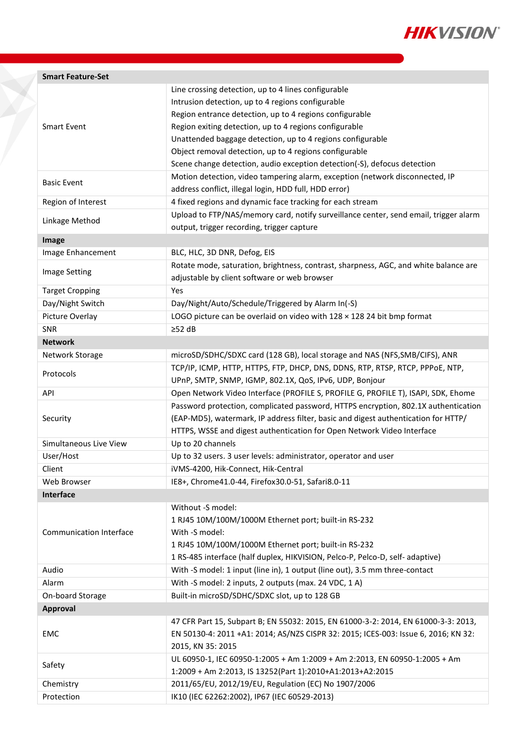| **Smart Feature-Set** | |
|---|---|
| Smart Event | Line crossing detection, up to 4 lines configurable<br>Intrusion detection, up to 4 regions configurable<br>Region entrance detection, up to 4 regions configurable<br>Region exiting detection, up to 4 regions configurable<br>Unattended baggage detection, up to 4 regions configurable<br>Object removal detection, up to 4 regions configurable<br>Scene change detection, audio exception detection(-S), defocus detection |
| Basic Event | Motion detection, video tampering alarm, exception (network disconnected, IP address conflict, illegal login, HDD full, HDD error) |
| Region of Interest | 4 fixed regions and dynamic face tracking for each stream |
| Linkage Method | Upload to FTP/NAS/memory card, notify surveillance center, send email, trigger alarm output, trigger recording, trigger capture |
| **Image** | |
| Image Enhancement | BLC, HLC, 3D DNR, Defog, EIS |
| Image Setting | Rotate mode, saturation, brightness, contrast, sharpness, AGC, and white balance are adjustable by client software or web browser |
| Target Cropping | Yes |
| Day/Night Switch | Day/Night/Auto/Schedule/Triggered by Alarm In(-S) |
| Picture Overlay | LOGO picture can be overlaid on video with 128 × 128 24 bit bmp format |
| SNR | ≥52 dB |
| **Network** | |
| Network Storage | microSD/SDHC/SDXC card (128 GB), local storage and NAS (NFS,SMB/CIFS), ANR |
| Protocols | TCP/IP, ICMP, HTTP, HTTPS, FTP, DHCP, DNS, DDNS, RTP, RTSP, RTCP, PPPoE, NTP, UPnP, SMTP, SNMP, IGMP, 802.1X, QoS, IPv6, UDP, Bonjour |
| API | Open Network Video Interface (PROFILE S, PROFILE G, PROFILE T), ISAPI, SDK, Ehome |
| Security | Password protection, complicated password, HTTPS encryption, 802.1X authentication (EAP-MD5), watermark, IP address filter, basic and digest authentication for HTTP/HTTPS, WSSE and digest authentication for Open Network Video Interface |
| Simultaneous Live View | Up to 20 channels |
| User/Host | Up to 32 users. 3 user levels: administrator, operator and user |
| Client | iVMS-4200, Hik-Connect, Hik-Central |
| Web Browser | IE8+, Chrome41.0-44, Firefox30.0-51, Safari8.0-11 |
| **Interface** | |
| Communication Interface | Without -S model:<br>1 RJ45 10M/100M/1000M Ethernet port; built-in RS-232<br>With -S model:<br>1 RJ45 10M/100M/1000M Ethernet port; built-in RS-232<br>1 RS-485 interface (half duplex, HIKVISION, Pelco-P, Pelco-D, self- adaptive) |
| Audio | With -S model: 1 input (line in), 1 output (line out), 3.5 mm three-contact |
| Alarm | With -S model: 2 inputs, 2 outputs (max. 24 VDC, 1 A) |
| On-board Storage | Built-in microSD/SDHC/SDXC slot, up to 128 GB |
| **Approval** | |
| EMC | 47 CFR Part 15, Subpart B; EN 55032: 2015, EN 61000-3-2: 2014, EN 61000-3-3: 2013, EN 50130-4: 2011 +A1: 2014; AS/NZS CISPR 32: 2015; ICES-003: Issue 6, 2016; KN 32: 2015, KN 35: 2015 |
| Safety | UL 60950-1, IEC 60950-1:2005 + Am 1:2009 + Am 2:2013, EN 60950-1:2005 + Am 1:2009 + Am 2:2013, IS 13252(Part 1):2010+A1:2013+A2:2015 |
| Chemistry | 2011/65/EU, 2012/19/EU, Regulation (EC) No 1907/2006 |
| Protection | IK10 (IEC 62262:2002), IP67 (IEC 60529-2013) |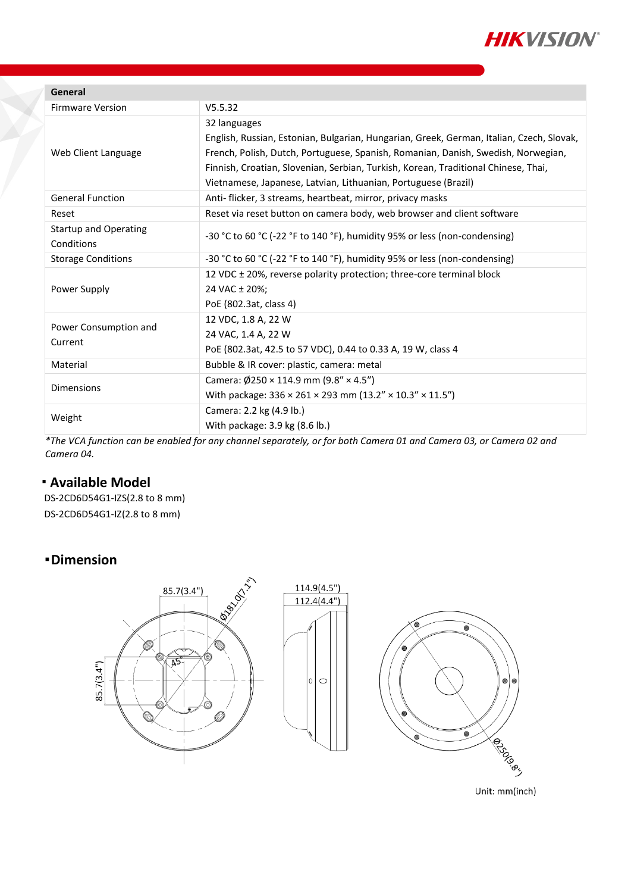| General | |
|---|---|
| Firmware Version | V5.5.32 |
| Web Client Language | 32 languages<br>English, Russian, Estonian, Bulgarian, Hungarian, Greek, German, Italian, Czech, Slovak, French, Polish, Dutch, Portuguese, Spanish, Romanian, Danish, Swedish, Norwegian, Finnish, Croatian, Slovenian, Serbian, Turkish, Korean, Traditional Chinese, Thai, Vietnamese, Japanese, Latvian, Lithuanian, Portuguese (Brazil) |
| General Function | Anti- flicker, 3 streams, heartbeat, mirror, privacy masks |
| Reset | Reset via reset button on camera body, web browser and client software |
| Startup and Operating Conditions | -30 °C to 60 °C (-22 °F to 140 °F), humidity 95% or less (non-condensing) |
| Storage Conditions | -30 °C to 60 °C (-22 °F to 140 °F), humidity 95% or less (non-condensing) |
| Power Supply | 12 VDC ± 20%, reverse polarity protection; three-core terminal block<br>24 VAC ± 20%;<br>PoE (802.3at, class 4) |
| Power Consumption and Current | 12 VDC, 1.8 A, 22 W<br>24 VAC, 1.4 A, 22 W<br>PoE (802.3at, 42.5 to 57 VDC), 0.44 to 0.33 A, 19 W, class 4 |
| Material | Bubble & IR cover: plastic, camera: metal |
| Dimensions | Camera: Ø250 × 114.9 mm (9.8" × 4.5")<br>With package: 336 × 261 × 293 mm (13.2" × 10.3" × 11.5") |
| Weight | Camera: 2.2 kg (4.9 lb.)<br>With package: 3.9 kg (8.6 lb.) |

*\*The VCA function can be enabled for any channel separately, or for both Camera 01 and Camera 03, or Camera 02 and Camera 04.*

## ▪ Available Model

DS-2CD6D54G1-IZS(2.8 to 8 mm)
DS-2CD6D54G1-IZ(2.8 to 8 mm)

## ▪ Dimension

85.7(3.4") Ø181.0(7.1") 45° 85.7(3.4") 114.9(4.5") 112.4(4.4") Ø250(9.8")

Unit: mm(inch)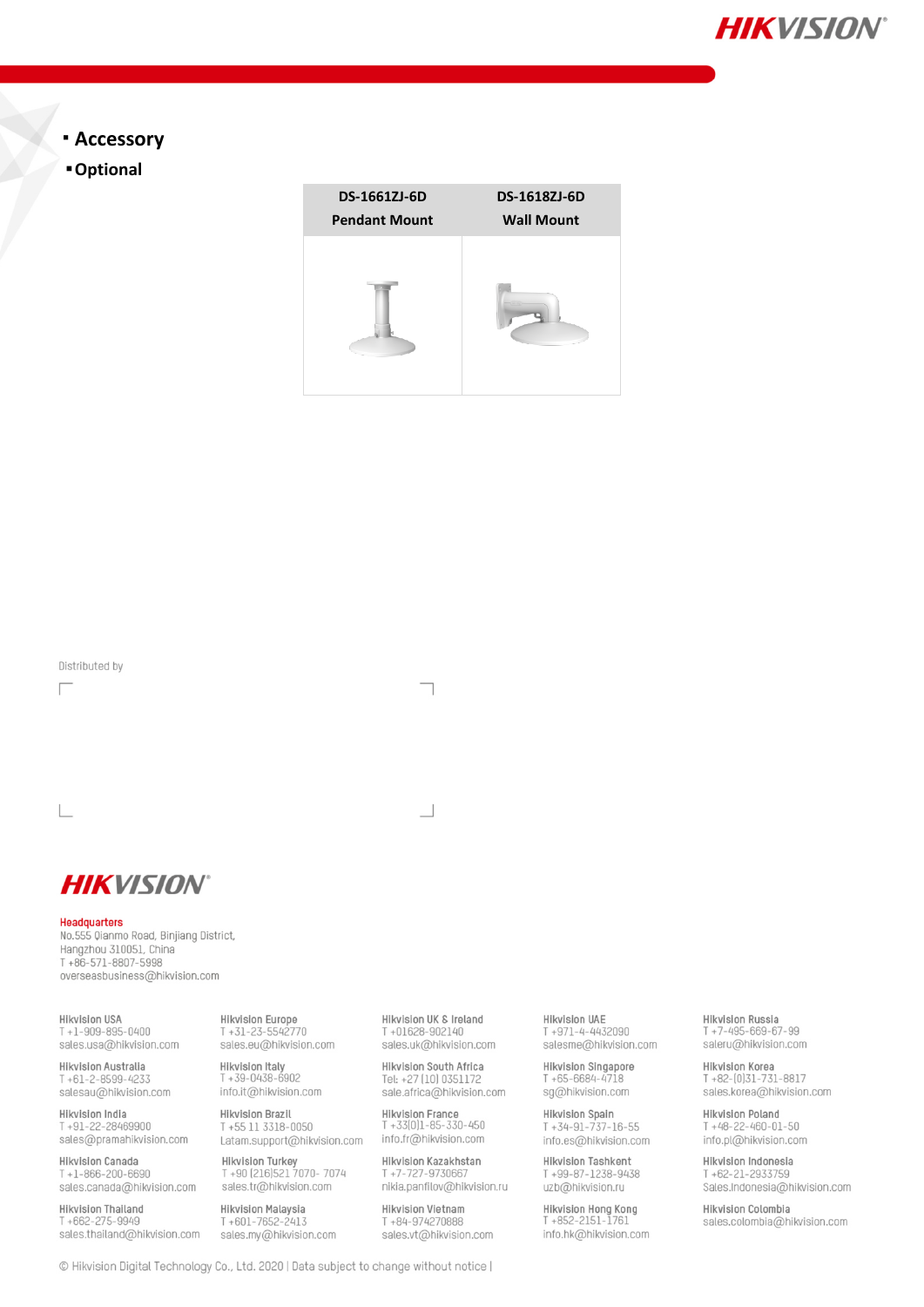- **Accessory**
- **Optional**

| DS-1661ZJ-6D Pendant Mount | DS-1618ZJ-6D Wall Mount |
| --- | --- |
| | |

Distributed by

**HIKVISION**

Headquarters
No.555 Qianmo Road, Binjiang District,
Hangzhou 310051, China
T +86-571-8807-5998
overseasbusiness@hikvision.com

Hikvision USA
T +1-909-895-0400
sales.usa@hikvision.com

Hikvision Australia
T +61-2-8599-4233
salesau@hikvision.com

Hikvision India
T +91-22-28469900
sales@pramahikvision.com

Hikvision Canada
T +1-866-200-6690
sales.canada@hikvision.com

Hikvision Thailand
T +662-275-9949
sales.thailand@hikvision.com

Hikvision Europe
T +31-23-5542770
sales.eu@hikvision.com

Hikvision Italy
T +39-0438-6902
info.it@hikvision.com

Hikvision Brazil
T +55 11 3318-0050
Latam.support@hikvision.com

Hikvision Turkey
T +90 (216)521 7070- 7074
sales.tr@hikvision.com

Hikvision Malaysia
T +601-7652-2413
sales.my@hikvision.com

Hikvision UK & Ireland
T +01628-902140
sales.uk@hikvision.com

Hikvision South Africa
Tel: +27 (10) 0351172
sale.africa@hikvision.com

Hikvision France
T +33(0)1-85-330-450
info.fr@hikvision.com

Hikvision Kazakhstan
T +7-727-9730667
nikia.panfilov@hikvision.ru

Hikvision Vietnam
T +84-974270888
sales.vt@hikvision.com

Hikvision UAE
T +971-4-4432090
salesme@hikvision.com

Hikvision Singapore
T +65-6684-4718
sg@hikvision.com

Hikvision Spain
T +34-91-737-16-55
info.es@hikvision.com

Hikvision Tashkent
T +99-87-1238-9438
uzb@hikvision.ru

Hikvision Hong Kong
T +852-2151-1761
info.hk@hikvision.com

Hikvision Russia
T +7-495-669-67-99
saleru@hikvision.com

Hikvision Korea
T +82-(0)31-731-8817
sales.korea@hikvision.com

Hikvision Poland
T +48-22-460-01-50
info.pl@hikvision.com

Hikvision Indonesia
T +62-21-2933759
Sales.Indonesia@hikvision.com

Hikvision Colombia
sales.colombia@hikvision.com

© Hikvision Digital Technology Co., Ltd. 2020 | Data subject to change without notice |